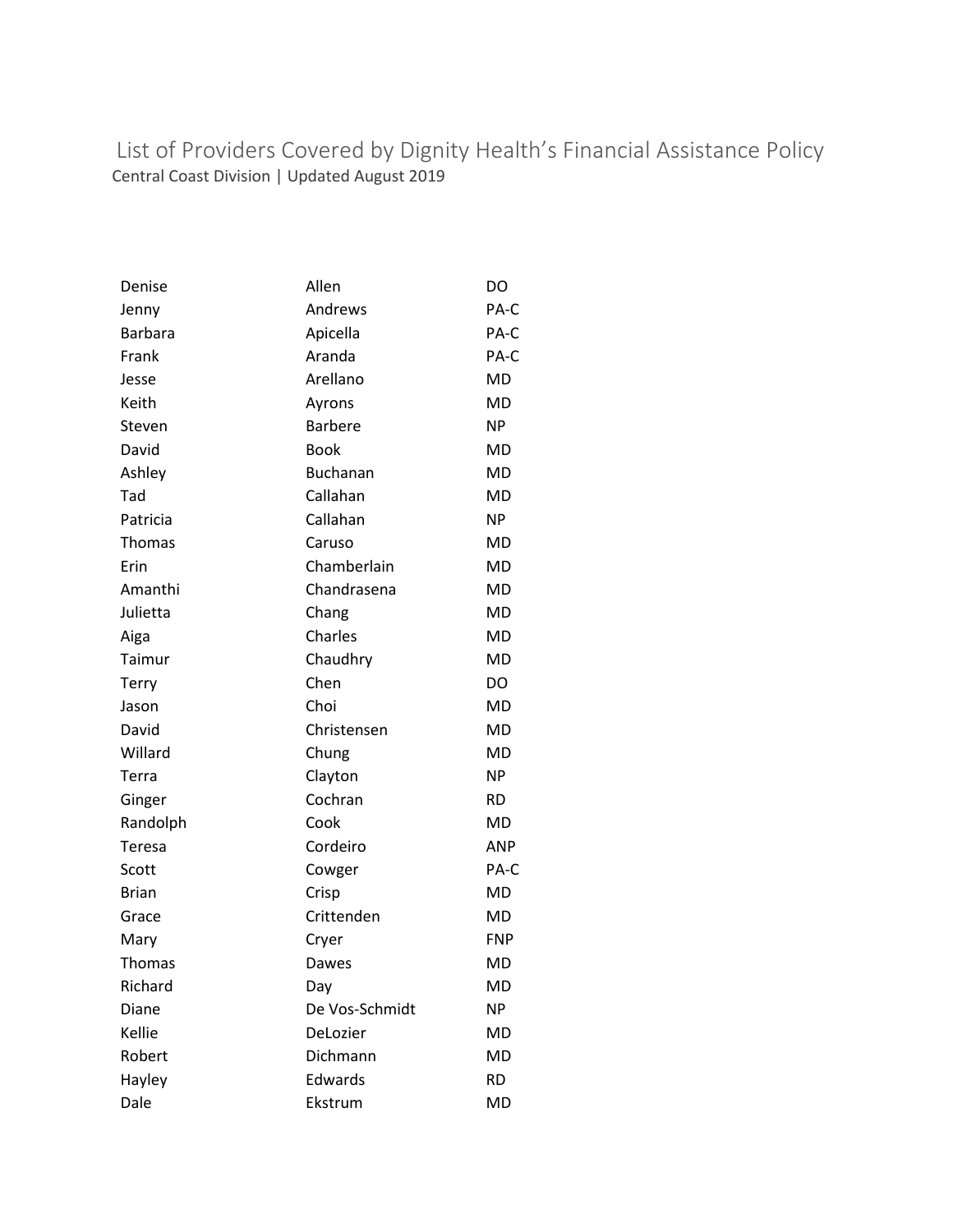# List of Providers Covered by Dignity Health's Financial Assistance Policy

Central Coast Division | Updated August 2019

| | | |
|---|---|---|
| Denise | Allen | DO |
| Jenny | Andrews | PA-C |
| Barbara | Apicella | PA-C |
| Frank | Aranda | PA-C |
| Jesse | Arellano | MD |
| Keith | Ayrons | MD |
| Steven | Barbere | NP |
| David | Book | MD |
| Ashley | Buchanan | MD |
| Tad | Callahan | MD |
| Patricia | Callahan | NP |
| Thomas | Caruso | MD |
| Erin | Chamberlain | MD |
| Amanthi | Chandrasena | MD |
| Julietta | Chang | MD |
| Aiga | Charles | MD |
| Taimur | Chaudhry | MD |
| Terry | Chen | DO |
| Jason | Choi | MD |
| David | Christensen | MD |
| Willard | Chung | MD |
| Terra | Clayton | NP |
| Ginger | Cochran | RD |
| Randolph | Cook | MD |
| Teresa | Cordeiro | ANP |
| Scott | Cowger | PA-C |
| Brian | Crisp | MD |
| Grace | Crittenden | MD |
| Mary | Cryer | FNP |
| Thomas | Dawes | MD |
| Richard | Day | MD |
| Diane | De Vos-Schmidt | NP |
| Kellie | DeLozier | MD |
| Robert | Dichmann | MD |
| Hayley | Edwards | RD |
| Dale | Ekstrum | MD |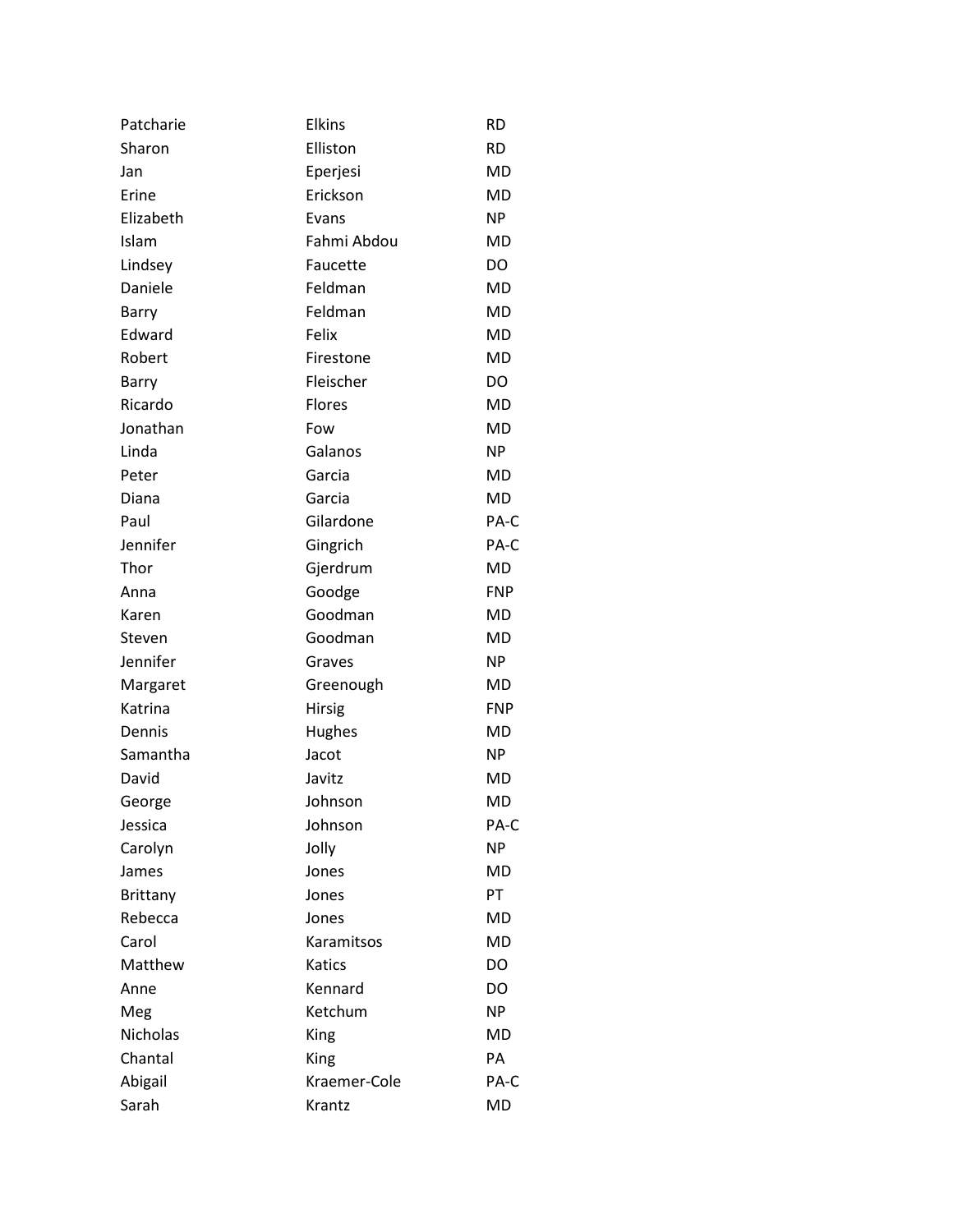| | | |
|---|---|---|
| Patcharie | Elkins | RD |
| Sharon | Elliston | RD |
| Jan | Eperjesi | MD |
| Erine | Erickson | MD |
| Elizabeth | Evans | NP |
| Islam | Fahmi Abdou | MD |
| Lindsey | Faucette | DO |
| Daniele | Feldman | MD |
| Barry | Feldman | MD |
| Edward | Felix | MD |
| Robert | Firestone | MD |
| Barry | Fleischer | DO |
| Ricardo | Flores | MD |
| Jonathan | Fow | MD |
| Linda | Galanos | NP |
| Peter | Garcia | MD |
| Diana | Garcia | MD |
| Paul | Gilardone | PA-C |
| Jennifer | Gingrich | PA-C |
| Thor | Gjerdrum | MD |
| Anna | Goodge | FNP |
| Karen | Goodman | MD |
| Steven | Goodman | MD |
| Jennifer | Graves | NP |
| Margaret | Greenough | MD |
| Katrina | Hirsig | FNP |
| Dennis | Hughes | MD |
| Samantha | Jacot | NP |
| David | Javitz | MD |
| George | Johnson | MD |
| Jessica | Johnson | PA-C |
| Carolyn | Jolly | NP |
| James | Jones | MD |
| Brittany | Jones | PT |
| Rebecca | Jones | MD |
| Carol | Karamitsos | MD |
| Matthew | Katics | DO |
| Anne | Kennard | DO |
| Meg | Ketchum | NP |
| Nicholas | King | MD |
| Chantal | King | PA |
| Abigail | Kraemer-Cole | PA-C |
| Sarah | Krantz | MD |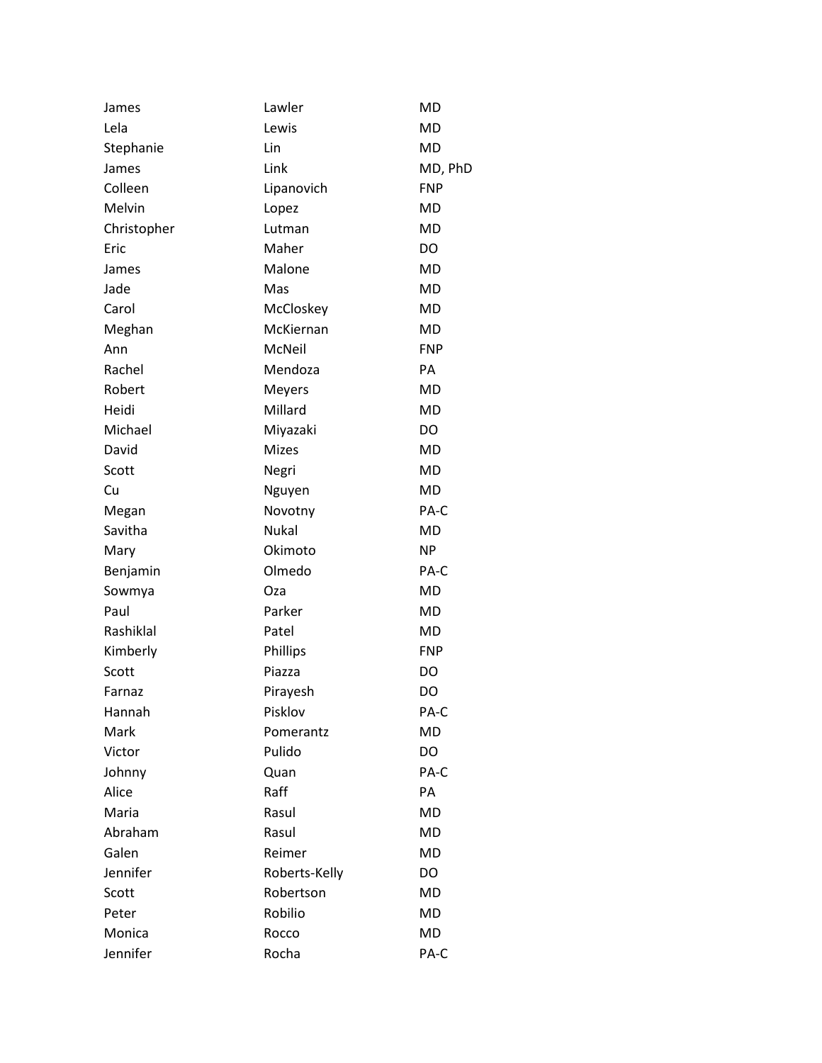| | | |
|---|---|---|
| James | Lawler | MD |
| Lela | Lewis | MD |
| Stephanie | Lin | MD |
| James | Link | MD, PhD |
| Colleen | Lipanovich | FNP |
| Melvin | Lopez | MD |
| Christopher | Lutman | MD |
| Eric | Maher | DO |
| James | Malone | MD |
| Jade | Mas | MD |
| Carol | McCloskey | MD |
| Meghan | McKiernan | MD |
| Ann | McNeil | FNP |
| Rachel | Mendoza | PA |
| Robert | Meyers | MD |
| Heidi | Millard | MD |
| Michael | Miyazaki | DO |
| David | Mizes | MD |
| Scott | Negri | MD |
| Cu | Nguyen | MD |
| Megan | Novotny | PA-C |
| Savitha | Nukal | MD |
| Mary | Okimoto | NP |
| Benjamin | Olmedo | PA-C |
| Sowmya | Oza | MD |
| Paul | Parker | MD |
| Rashiklal | Patel | MD |
| Kimberly | Phillips | FNP |
| Scott | Piazza | DO |
| Farnaz | Pirayesh | DO |
| Hannah | Pisklov | PA-C |
| Mark | Pomerantz | MD |
| Victor | Pulido | DO |
| Johnny | Quan | PA-C |
| Alice | Raff | PA |
| Maria | Rasul | MD |
| Abraham | Rasul | MD |
| Galen | Reimer | MD |
| Jennifer | Roberts-Kelly | DO |
| Scott | Robertson | MD |
| Peter | Robilio | MD |
| Monica | Rocco | MD |
| Jennifer | Rocha | PA-C |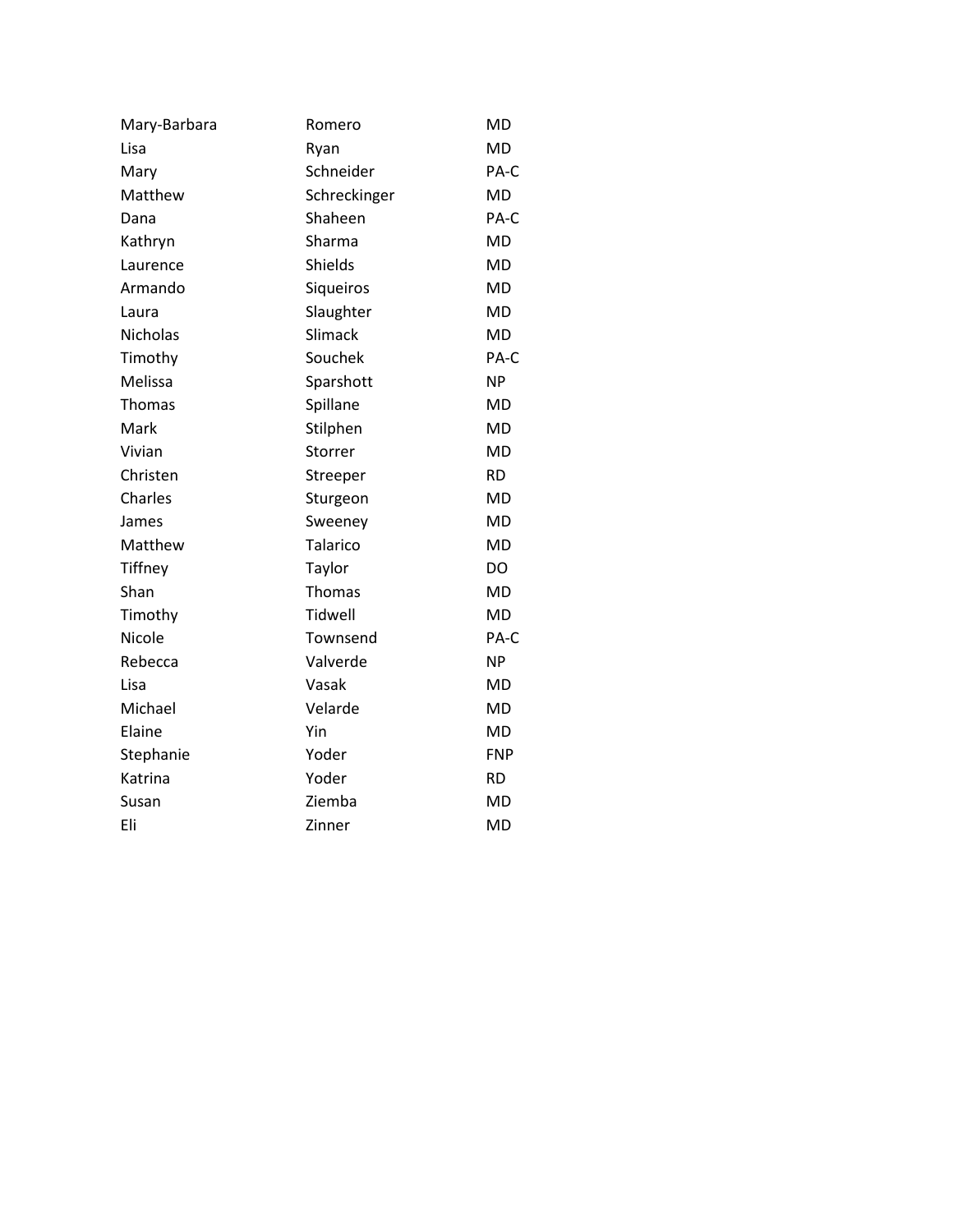| | | |
|---|---|---|
| Mary-Barbara | Romero | MD |
| Lisa | Ryan | MD |
| Mary | Schneider | PA-C |
| Matthew | Schreckinger | MD |
| Dana | Shaheen | PA-C |
| Kathryn | Sharma | MD |
| Laurence | Shields | MD |
| Armando | Siqueiros | MD |
| Laura | Slaughter | MD |
| Nicholas | Slimack | MD |
| Timothy | Souchek | PA-C |
| Melissa | Sparshott | NP |
| Thomas | Spillane | MD |
| Mark | Stilphen | MD |
| Vivian | Storrer | MD |
| Christen | Streeper | RD |
| Charles | Sturgeon | MD |
| James | Sweeney | MD |
| Matthew | Talarico | MD |
| Tiffney | Taylor | DO |
| Shan | Thomas | MD |
| Timothy | Tidwell | MD |
| Nicole | Townsend | PA-C |
| Rebecca | Valverde | NP |
| Lisa | Vasak | MD |
| Michael | Velarde | MD |
| Elaine | Yin | MD |
| Stephanie | Yoder | FNP |
| Katrina | Yoder | RD |
| Susan | Ziemba | MD |
| Eli | Zinner | MD |